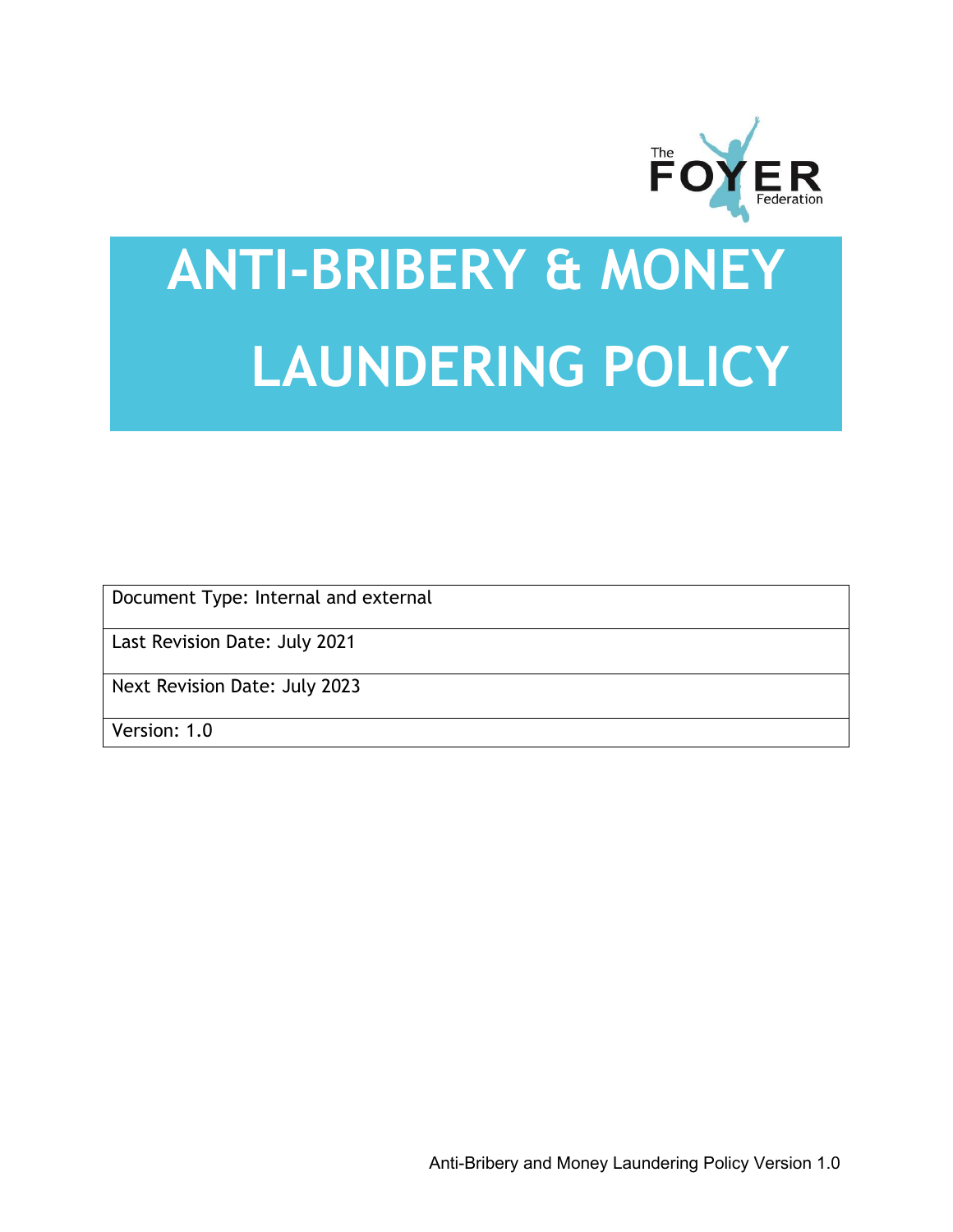The FOYER Federation

# ANTI-BRIBERY & MONEY LAUNDERING POLICY

| Document Type: Internal and external |
| --- |
| Last Revision Date: July 2021 |
| Next Revision Date: July 2023 |
| Version: 1.0 |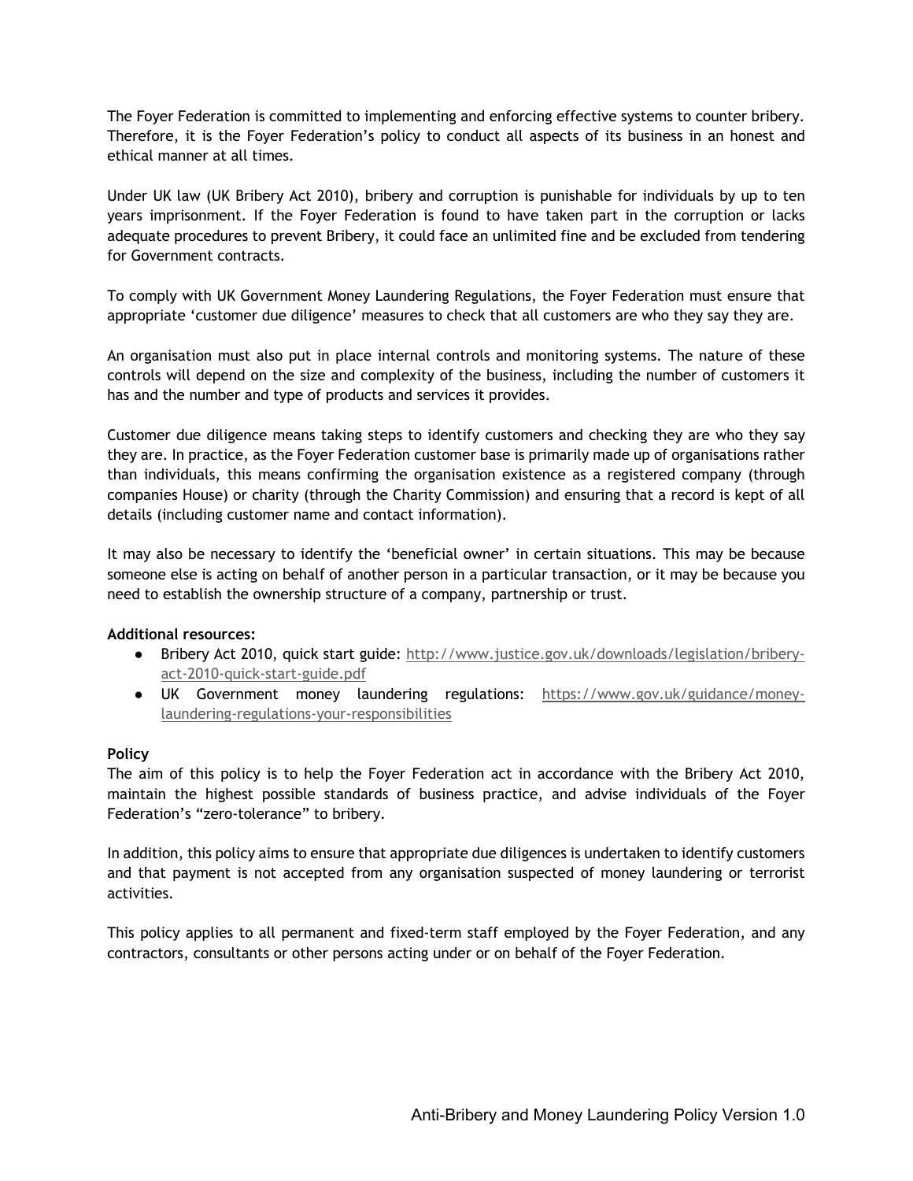The Foyer Federation is committed to implementing and enforcing effective systems to counter bribery. Therefore, it is the Foyer Federation's policy to conduct all aspects of its business in an honest and ethical manner at all times.

Under UK law (UK Bribery Act 2010), bribery and corruption is punishable for individuals by up to ten years imprisonment. If the Foyer Federation is found to have taken part in the corruption or lacks adequate procedures to prevent Bribery, it could face an unlimited fine and be excluded from tendering for Government contracts.

To comply with UK Government Money Laundering Regulations, the Foyer Federation must ensure that appropriate 'customer due diligence' measures to check that all customers are who they say they are.

An organisation must also put in place internal controls and monitoring systems. The nature of these controls will depend on the size and complexity of the business, including the number of customers it has and the number and type of products and services it provides.

Customer due diligence means taking steps to identify customers and checking they are who they say they are. In practice, as the Foyer Federation customer base is primarily made up of organisations rather than individuals, this means confirming the organisation existence as a registered company (through companies House) or charity (through the Charity Commission) and ensuring that a record is kept of all details (including customer name and contact information).

It may also be necessary to identify the 'beneficial owner' in certain situations. This may be because someone else is acting on behalf of another person in a particular transaction, or it may be because you need to establish the ownership structure of a company, partnership or trust.

**Additional resources:**

- Bribery Act 2010, quick start guide: http://www.justice.gov.uk/downloads/legislation/bribery-act-2010-quick-start-guide.pdf
- UK Government money laundering regulations: https://www.gov.uk/guidance/money-laundering-regulations-your-responsibilities

**Policy**

The aim of this policy is to help the Foyer Federation act in accordance with the Bribery Act 2010, maintain the highest possible standards of business practice, and advise individuals of the Foyer Federation's "zero-tolerance" to bribery.

In addition, this policy aims to ensure that appropriate due diligences is undertaken to identify customers and that payment is not accepted from any organisation suspected of money laundering or terrorist activities.

This policy applies to all permanent and fixed-term staff employed by the Foyer Federation, and any contractors, consultants or other persons acting under or on behalf of the Foyer Federation.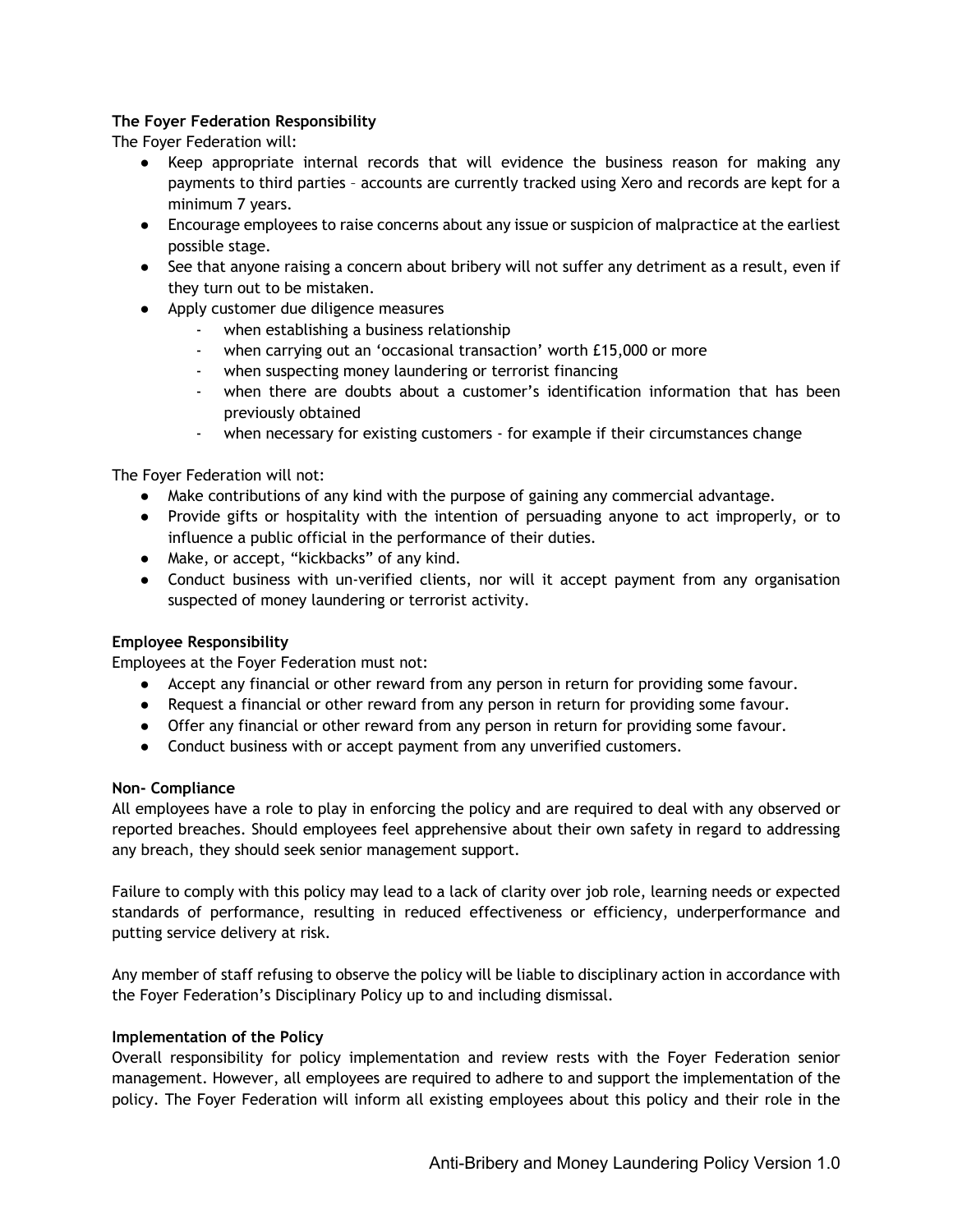**The Foyer Federation Responsibility**

The Foyer Federation will:

- Keep appropriate internal records that will evidence the business reason for making any payments to third parties – accounts are currently tracked using Xero and records are kept for a minimum 7 years.
- Encourage employees to raise concerns about any issue or suspicion of malpractice at the earliest possible stage.
- See that anyone raising a concern about bribery will not suffer any detriment as a result, even if they turn out to be mistaken.
- Apply customer due diligence measures
  - when establishing a business relationship
  - when carrying out an 'occasional transaction' worth £15,000 or more
  - when suspecting money laundering or terrorist financing
  - when there are doubts about a customer's identification information that has been previously obtained
  - when necessary for existing customers - for example if their circumstances change

The Foyer Federation will not:

- Make contributions of any kind with the purpose of gaining any commercial advantage.
- Provide gifts or hospitality with the intention of persuading anyone to act improperly, or to influence a public official in the performance of their duties.
- Make, or accept, "kickbacks" of any kind.
- Conduct business with un-verified clients, nor will it accept payment from any organisation suspected of money laundering or terrorist activity.

**Employee Responsibility**

Employees at the Foyer Federation must not:

- Accept any financial or other reward from any person in return for providing some favour.
- Request a financial or other reward from any person in return for providing some favour.
- Offer any financial or other reward from any person in return for providing some favour.
- Conduct business with or accept payment from any unverified customers.

**Non- Compliance**

All employees have a role to play in enforcing the policy and are required to deal with any observed or reported breaches. Should employees feel apprehensive about their own safety in regard to addressing any breach, they should seek senior management support.

Failure to comply with this policy may lead to a lack of clarity over job role, learning needs or expected standards of performance, resulting in reduced effectiveness or efficiency, underperformance and putting service delivery at risk.

Any member of staff refusing to observe the policy will be liable to disciplinary action in accordance with the Foyer Federation's Disciplinary Policy up to and including dismissal.

**Implementation of the Policy**

Overall responsibility for policy implementation and review rests with the Foyer Federation senior management. However, all employees are required to adhere to and support the implementation of the policy. The Foyer Federation will inform all existing employees about this policy and their role in the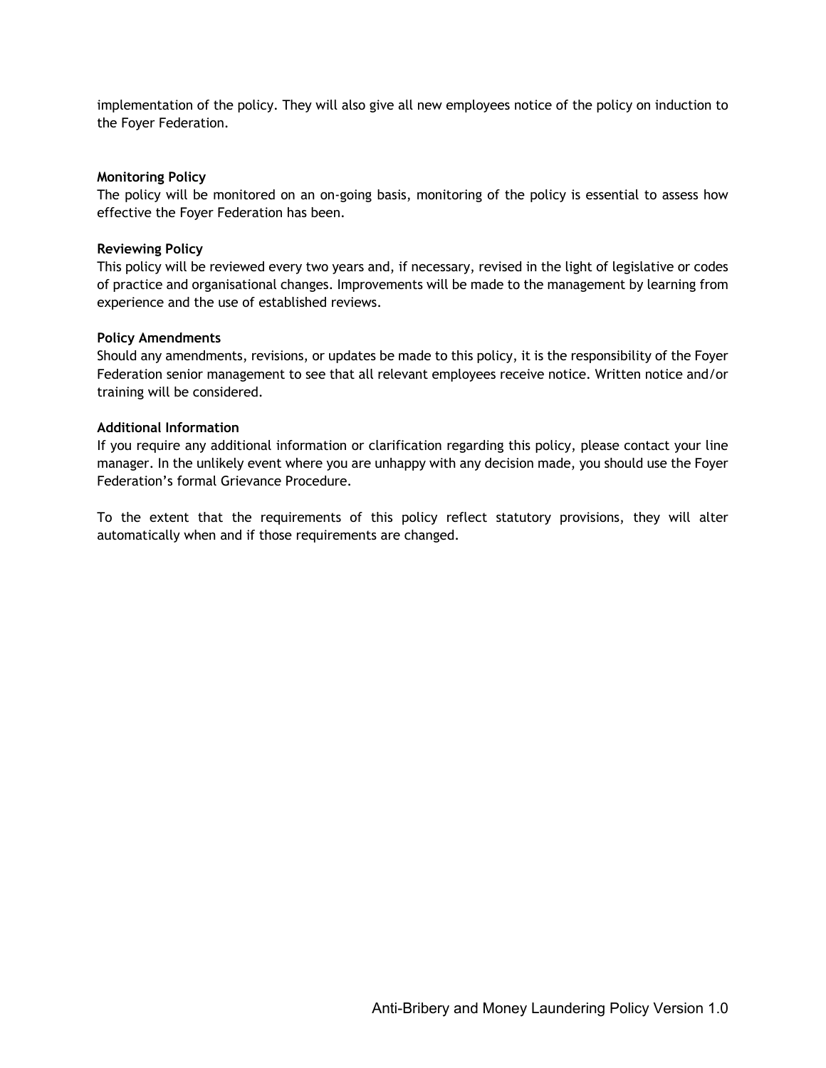implementation of the policy. They will also give all new employees notice of the policy on induction to the Foyer Federation.

**Monitoring Policy**

The policy will be monitored on an on-going basis, monitoring of the policy is essential to assess how effective the Foyer Federation has been.

**Reviewing Policy**

This policy will be reviewed every two years and, if necessary, revised in the light of legislative or codes of practice and organisational changes. Improvements will be made to the management by learning from experience and the use of established reviews.

**Policy Amendments**

Should any amendments, revisions, or updates be made to this policy, it is the responsibility of the Foyer Federation senior management to see that all relevant employees receive notice. Written notice and/or training will be considered.

**Additional Information**

If you require any additional information or clarification regarding this policy, please contact your line manager. In the unlikely event where you are unhappy with any decision made, you should use the Foyer Federation's formal Grievance Procedure.

To the extent that the requirements of this policy reflect statutory provisions, they will alter automatically when and if those requirements are changed.